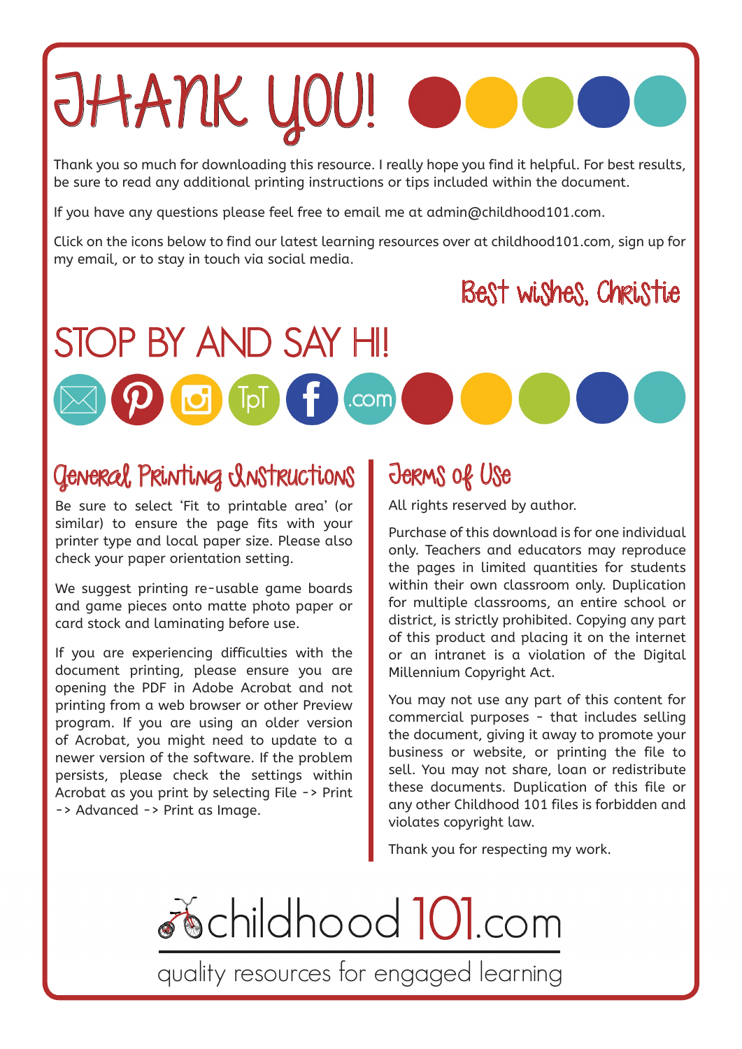# THANK YOU!

Thank you so much for downloading this resource. I really hope you find it helpful. For best results, be sure to read any additional printing instructions or tips included within the document.

If you have any questions please feel free to email me at admin@childhood101.com.

Click on the icons below to find our latest learning resources over at childhood101.com, sign up for my email, or to stay in touch via social media.

Best wishes, Christie

## STOP BY AND SAY HI!

TpT .com

## General Printing Instructions

Be sure to select 'Fit to printable area' (or similar) to ensure the page fits with your printer type and local paper size. Please also check your paper orientation setting.

We suggest printing re-usable game boards and game pieces onto matte photo paper or card stock and laminating before use.

If you are experiencing difficulties with the document printing, please ensure you are opening the PDF in Adobe Acrobat and not printing from a web browser or other Preview program. If you are using an older version of Acrobat, you might need to update to a newer version of the software. If the problem persists, please check the settings within Acrobat as you print by selecting File -> Print -> Advanced -> Print as Image.

## Terms of Use

All rights reserved by author.

Purchase of this download is for one individual only. Teachers and educators may reproduce the pages in limited quantities for students within their own classroom only. Duplication for multiple classrooms, an entire school or district, is strictly prohibited. Copying any part of this product and placing it on the internet or an intranet is a violation of the Digital Millennium Copyright Act.

You may not use any part of this content for commercial purposes - that includes selling the document, giving it away to promote your business or website, or printing the file to sell. You may not share, loan or redistribute these documents. Duplication of this file or any other Childhood 101 files is forbidden and violates copyright law.

Thank you for respecting my work.

childhood 101.com

quality resources for engaged learning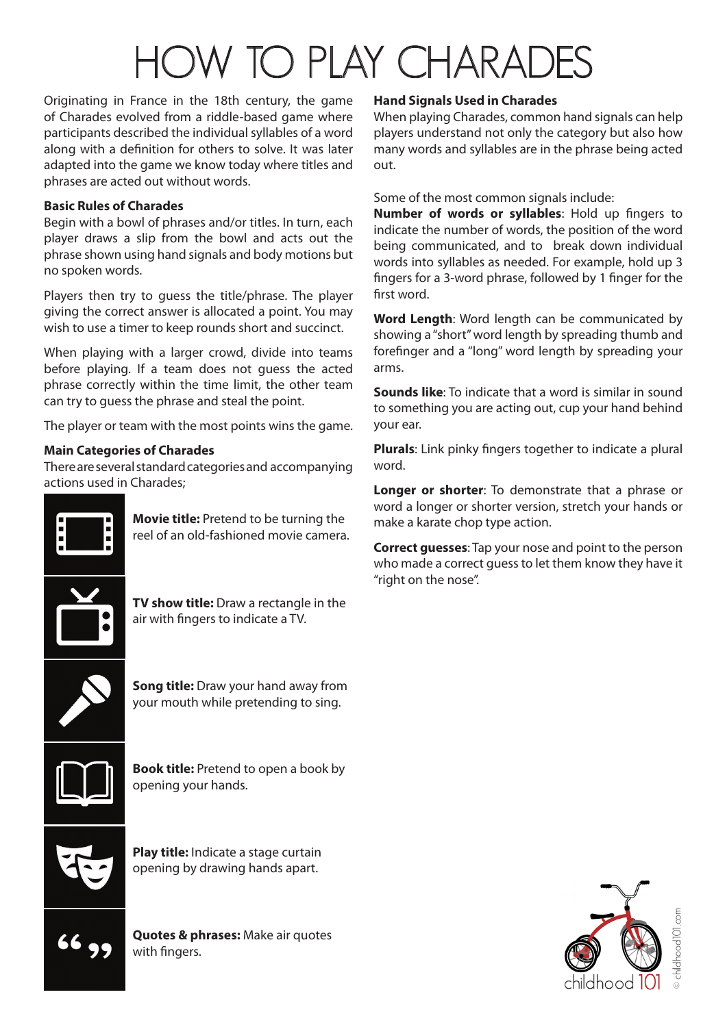# HOW TO PLAY CHARADES

Originating in France in the 18th century, the game of Charades evolved from a riddle-based game where participants described the individual syllables of a word along with a definition for others to solve. It was later adapted into the game we know today where titles and phrases are acted out without words.

### Basic Rules of Charades

Begin with a bowl of phrases and/or titles. In turn, each player draws a slip from the bowl and acts out the phrase shown using hand signals and body motions but no spoken words.

Players then try to guess the title/phrase. The player giving the correct answer is allocated a point. You may wish to use a timer to keep rounds short and succinct.

When playing with a larger crowd, divide into teams before playing. If a team does not guess the acted phrase correctly within the time limit, the other team can try to guess the phrase and steal the point.

The player or team with the most points wins the game.

### Main Categories of Charades

There are several standard categories and accompanying actions used in Charades;

**Movie title:** Pretend to be turning the reel of an old-fashioned movie camera.

**TV show title:** Draw a rectangle in the air with fingers to indicate a TV.

**Song title:** Draw your hand away from your mouth while pretending to sing.

**Book title:** Pretend to open a book by opening your hands.

**Play title:** Indicate a stage curtain opening by drawing hands apart.

**Quotes & phrases:** Make air quotes with fingers.

### Hand Signals Used in Charades

When playing Charades, common hand signals can help players understand not only the category but also how many words and syllables are in the phrase being acted out.

Some of the most common signals include:

**Number of words or syllables**: Hold up fingers to indicate the number of words, the position of the word being communicated, and to break down individual words into syllables as needed. For example, hold up 3 fingers for a 3-word phrase, followed by 1 finger for the first word.

**Word Length**: Word length can be communicated by showing a "short" word length by spreading thumb and forefinger and a "long" word length by spreading your arms.

**Sounds like**: To indicate that a word is similar in sound to something you are acting out, cup your hand behind your ear.

**Plurals**: Link pinky fingers together to indicate a plural word.

**Longer or shorter**: To demonstrate that a phrase or word a longer or shorter version, stretch your hands or make a karate chop type action.

**Correct guesses**: Tap your nose and point to the person who made a correct guess to let them know they have it "right on the nose".

childhood 101

© childhood101.com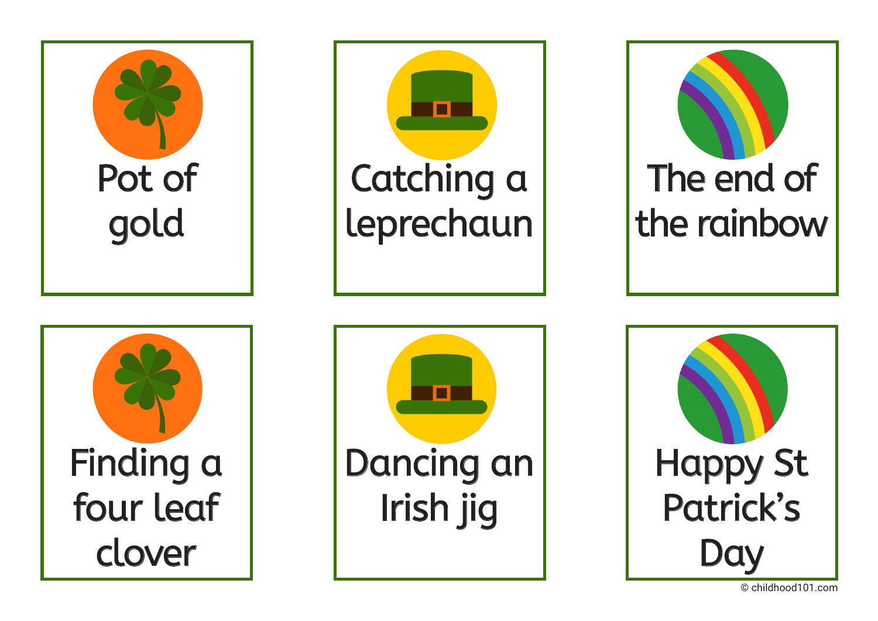Pot of gold

Catching a leprechaun

The end of the rainbow

Finding a four leaf clover

Dancing an Irish jig

Happy St Patrick's Day

© childhood101.com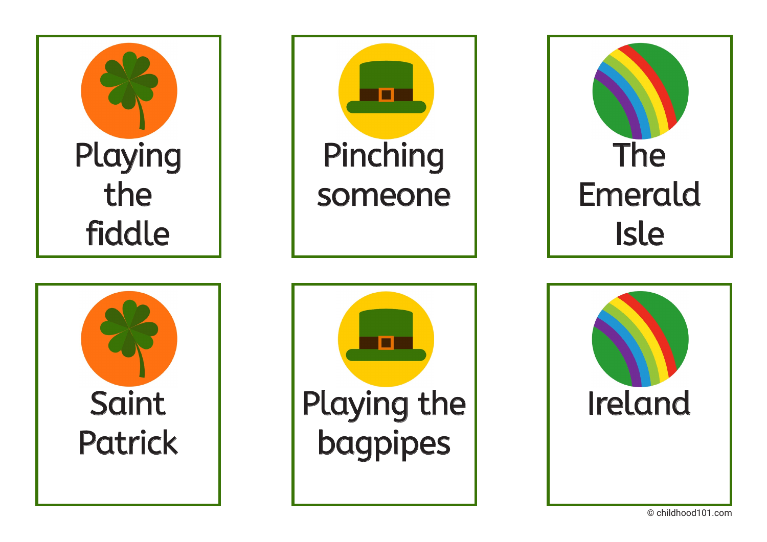Playing the fiddle

Pinching someone

The Emerald Isle

Saint Patrick

Playing the bagpipes

Ireland

© childhood101.com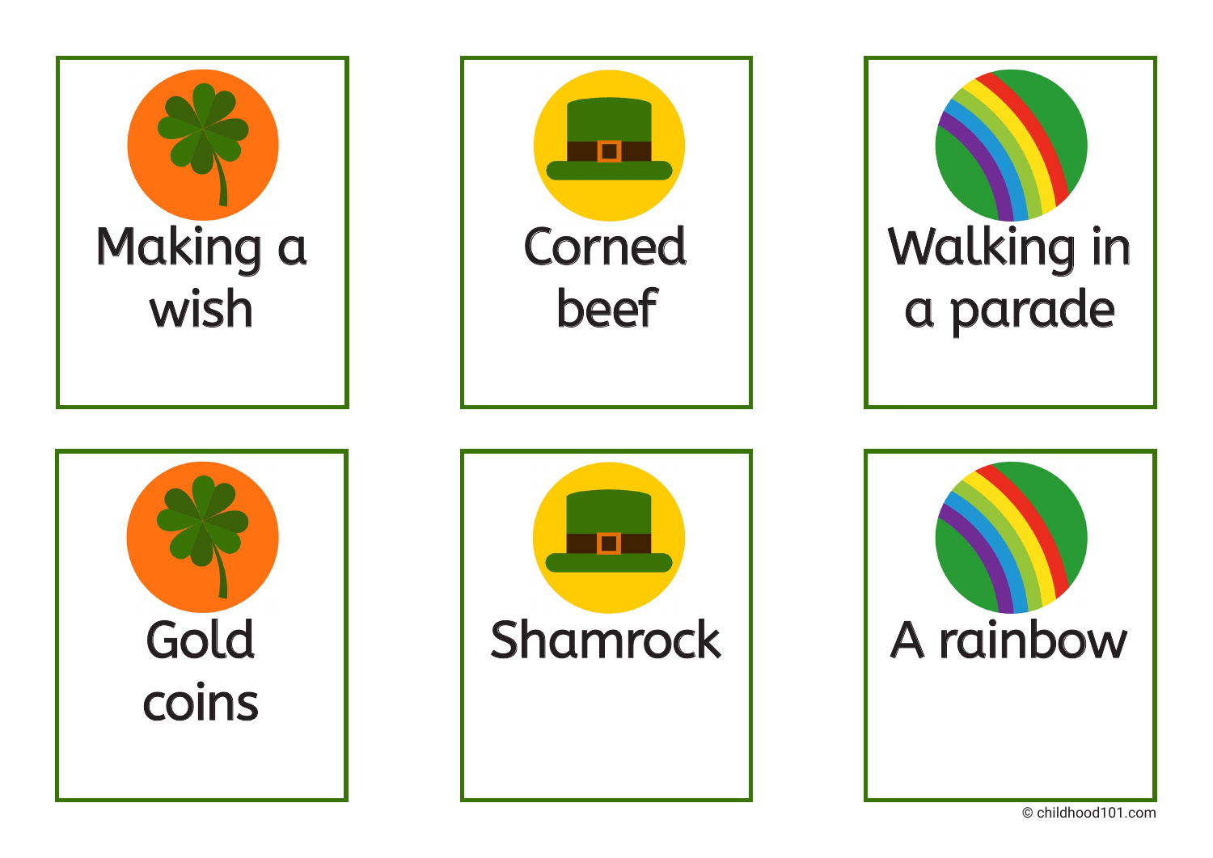Making a wish

Corned beef

Walking in a parade

Gold coins

Shamrock

A rainbow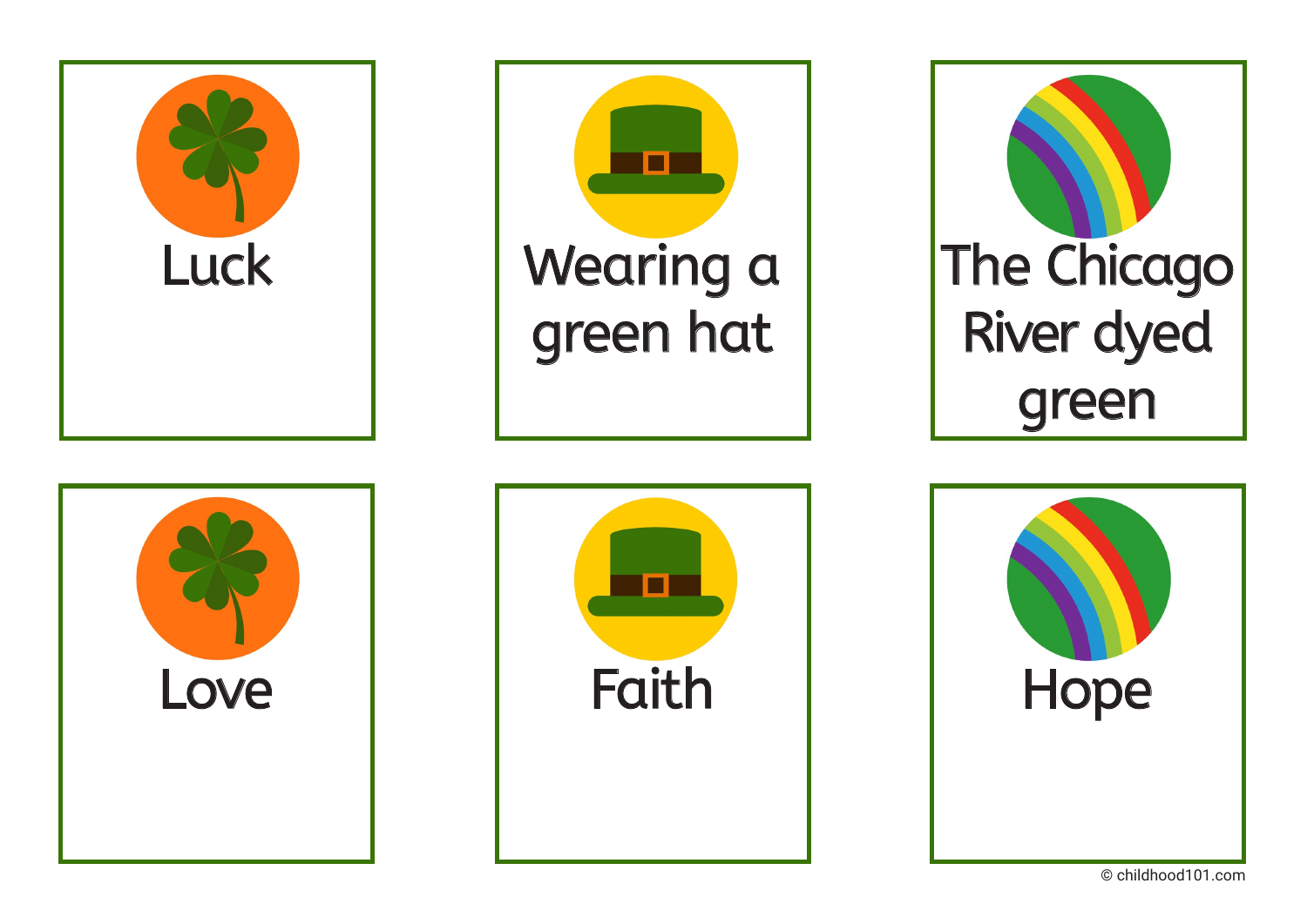Luck

Wearing a green hat

The Chicago River dyed green

Love

Faith

Hope

© childhood101.com